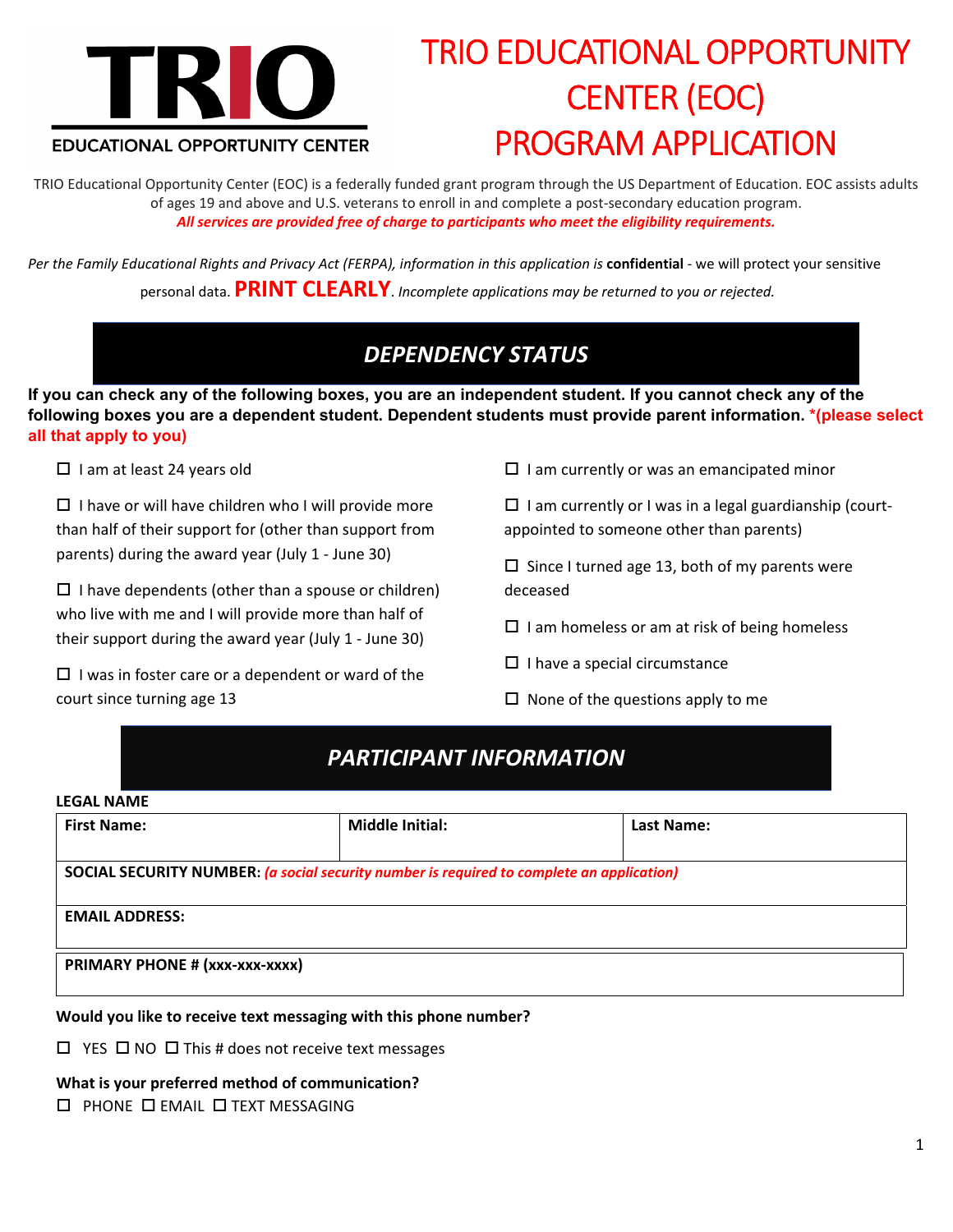TRIO EDUCATIONAL OPPORTUNITY CENTER

# TRIO EDUCATIONAL OPPORTUNITY CENTER (EOC) PROGRAM APPLICATION

TRIO Educational Opportunity Center (EOC) is a federally funded grant program through the US Department of Education. EOC assists adults of ages 19 and above and U.S. veterans to enroll in and complete a post-secondary education program.

***All services are provided free of charge to participants who meet the eligibility requirements.***

*Per the Family Educational Rights and Privacy Act (FERPA), information in this application is* **confidential** - we will protect your sensitive personal data. **PRINT CLEARLY**. *Incomplete applications may be returned to you or rejected.*

## *DEPENDENCY STATUS*

**If you can check any of the following boxes, you are an independent student. If you cannot check any of the following boxes you are a dependent student. Dependent students must provide parent information. *(please select all that apply to you)**

- ☐ I am at least 24 years old
- ☐ I have or will have children who I will provide more than half of their support for (other than support from parents) during the award year (July 1 - June 30)
- ☐ I have dependents (other than a spouse or children) who live with me and I will provide more than half of their support during the award year (July 1 - June 30)
- ☐ I was in foster care or a dependent or ward of the court since turning age 13
- ☐ I am currently or was an emancipated minor
- ☐ I am currently or I was in a legal guardianship (court-appointed to someone other than parents)
- ☐ Since I turned age 13, both of my parents were deceased
- ☐ I am homeless or am at risk of being homeless
- ☐ I have a special circumstance
- ☐ None of the questions apply to me

## *PARTICIPANT INFORMATION*

**LEGAL NAME**

| **First Name:** | **Middle Initial:** | **Last Name:** |
|---|---|---|
| **SOCIAL SECURITY NUMBER:** ***(a social security number is required to complete an application)*** | | |
| **EMAIL ADDRESS:** | | |
| **PRIMARY PHONE # (xxx-xxx-xxxx)** | | |

**Would you like to receive text messaging with this phone number?**

☐ YES ☐ NO ☐ This # does not receive text messages

**What is your preferred method of communication?**

☐ PHONE ☐ EMAIL ☐ TEXT MESSAGING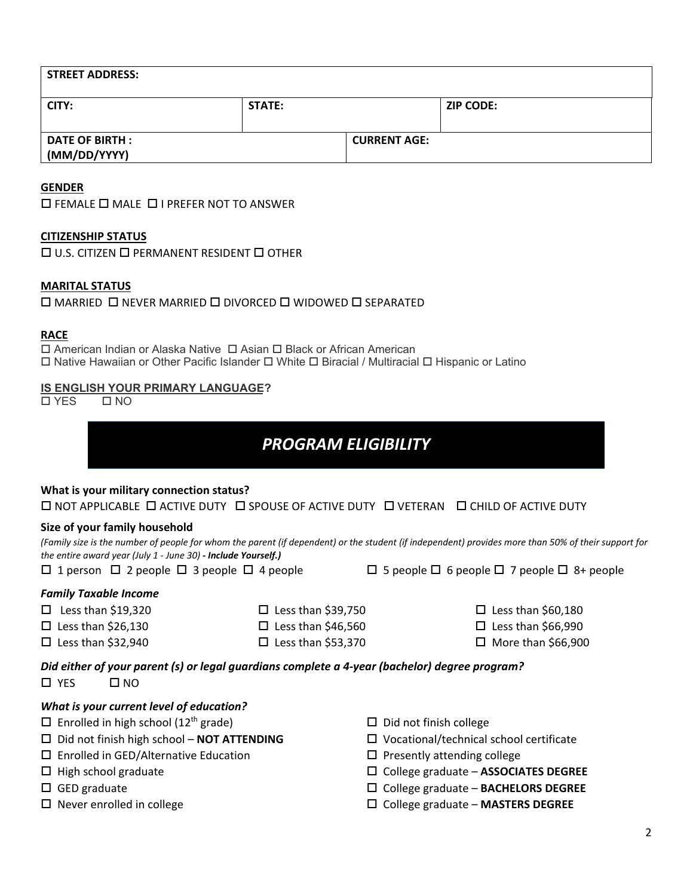| STREET ADDRESS: | | | |
|---|---|---|---|
| CITY: | STATE: | | ZIP CODE: |
| DATE OF BIRTH : (MM/DD/YYYY) | | CURRENT AGE: | |

**GENDER**

☐ FEMALE ☐ MALE ☐ I PREFER NOT TO ANSWER

**CITIZENSHIP STATUS**

☐ U.S. CITIZEN ☐ PERMANENT RESIDENT ☐ OTHER

**MARITAL STATUS**

☐ MARRIED ☐ NEVER MARRIED ☐ DIVORCED ☐ WIDOWED ☐ SEPARATED

**RACE**

☐ American Indian or Alaska Native ☐ Asian ☐ Black or African American
☐ Native Hawaiian or Other Pacific Islander ☐ White ☐ Biracial / Multiracial ☐ Hispanic or Latino

**IS ENGLISH YOUR PRIMARY LANGUAGE?**

☐ YES ☐ NO

## *PROGRAM ELIGIBILITY*

**What is your military connection status?**

☐ NOT APPLICABLE ☐ ACTIVE DUTY ☐ SPOUSE OF ACTIVE DUTY ☐ VETERAN ☐ CHILD OF ACTIVE DUTY

**Size of your family household**

*(Family size is the number of people for whom the parent (if dependent) or the student (if independent) provides more than 50% of their support for the entire award year (July 1 - June 30)* ***- Include Yourself.)***

☐ 1 person ☐ 2 people ☐ 3 people ☐ 4 people ☐ 5 people ☐ 6 people ☐ 7 people ☐ 8+ people

***Family Taxable Income***

☐ Less than $19,320
☐ Less than $26,130
☐ Less than $32,940
☐ Less than $39,750
☐ Less than $46,560
☐ Less than $53,370
☐ Less than $60,180
☐ Less than $66,990
☐ More than $66,900

***Did either of your parent (s) or legal guardians complete a 4-year (bachelor) degree program?***

☐ YES ☐ NO

***What is your current level of education?***

☐ Enrolled in high school (12th grade)
☐ Did not finish high school – **NOT ATTENDING**
☐ Enrolled in GED/Alternative Education
☐ High school graduate
☐ GED graduate
☐ Never enrolled in college
☐ Did not finish college
☐ Vocational/technical school certificate
☐ Presently attending college
☐ College graduate – **ASSOCIATES DEGREE**
☐ College graduate – **BACHELORS DEGREE**
☐ College graduate – **MASTERS DEGREE**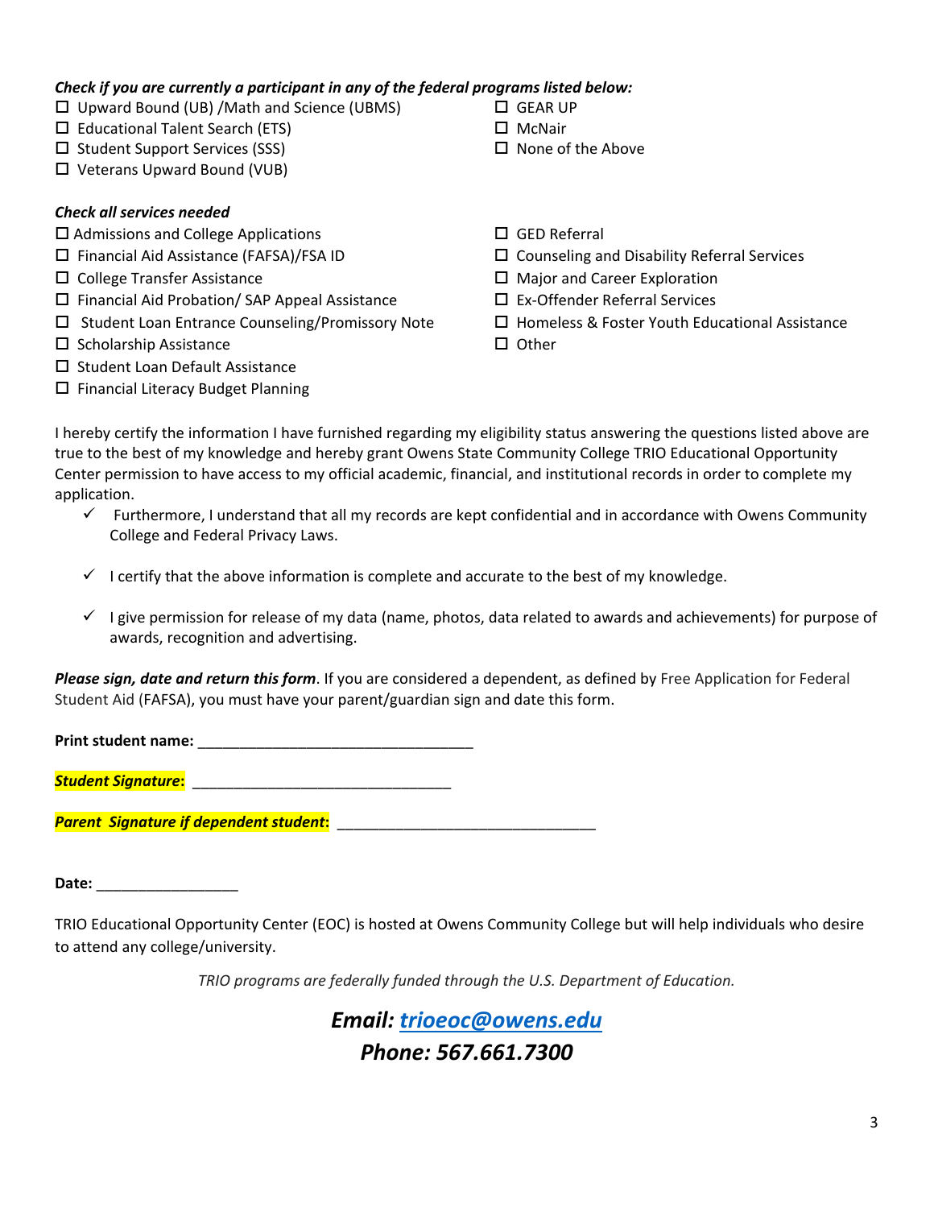***Check if you are currently a participant in any of the federal programs listed below:***

- ☐ Upward Bound (UB) /Math and Science (UBMS)
- ☐ Educational Talent Search (ETS)
- ☐ Student Support Services (SSS)
- ☐ Veterans Upward Bound (VUB)
- ☐ GEAR UP
- ☐ McNair
- ☐ None of the Above

***Check all services needed***

- ☐ Admissions and College Applications
- ☐ Financial Aid Assistance (FAFSA)/FSA ID
- ☐ College Transfer Assistance
- ☐ Financial Aid Probation/ SAP Appeal Assistance
- ☐ Student Loan Entrance Counseling/Promissory Note
- ☐ Scholarship Assistance
- ☐ Student Loan Default Assistance
- ☐ Financial Literacy Budget Planning
- ☐ GED Referral
- ☐ Counseling and Disability Referral Services
- ☐ Major and Career Exploration
- ☐ Ex-Offender Referral Services
- ☐ Homeless & Foster Youth Educational Assistance
- ☐ Other

I hereby certify the information I have furnished regarding my eligibility status answering the questions listed above are true to the best of my knowledge and hereby grant Owens State Community College TRIO Educational Opportunity Center permission to have access to my official academic, financial, and institutional records in order to complete my application.

- ✓ Furthermore, I understand that all my records are kept confidential and in accordance with Owens Community College and Federal Privacy Laws.
- ✓ I certify that the above information is complete and accurate to the best of my knowledge.
- ✓ I give permission for release of my data (name, photos, data related to awards and achievements) for purpose of awards, recognition and advertising.

***Please sign, date and return this form***. If you are considered a dependent, as defined by Free Application for Federal Student Aid (FAFSA), you must have your parent/guardian sign and date this form.

**Print student name:** ________________________________

***Student Signature*:** ______________________________

***Parent Signature if dependent student*:** ______________________________

**Date:** ________________

TRIO Educational Opportunity Center (EOC) is hosted at Owens Community College but will help individuals who desire to attend any college/university.

*TRIO programs are federally funded through the U.S. Department of Education.*

***Email: trioeoc@owens.edu***

***Phone: 567.661.7300***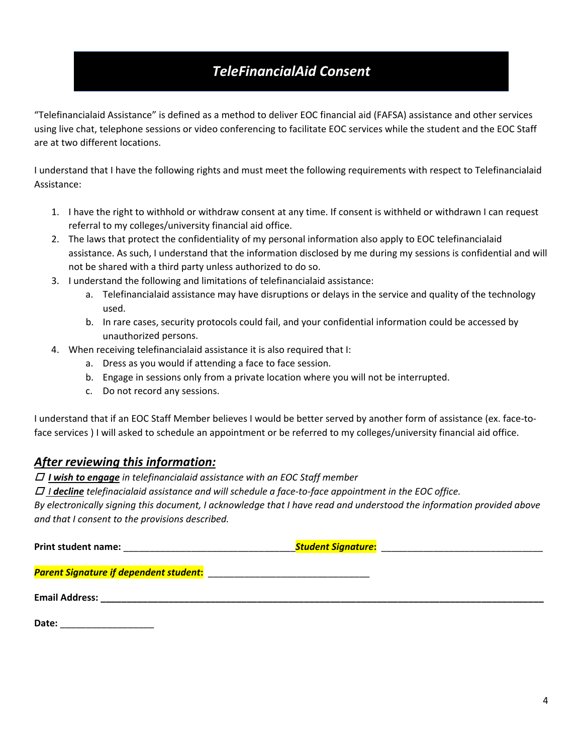# *TeleFinancialAid Consent*

"Telefinancialaid Assistance" is defined as a method to deliver EOC financial aid (FAFSA) assistance and other services using live chat, telephone sessions or video conferencing to facilitate EOC services while the student and the EOC Staff are at two different locations.

I understand that I have the following rights and must meet the following requirements with respect to Telefinancialaid Assistance:

1. I have the right to withhold or withdraw consent at any time. If consent is withheld or withdrawn I can request referral to my colleges/university financial aid office.
2. The laws that protect the confidentiality of my personal information also apply to EOC telefinancialaid assistance. As such, I understand that the information disclosed by me during my sessions is confidential and will not be shared with a third party unless authorized to do so.
3. I understand the following and limitations of telefinancialaid assistance:
   a. Telefinancialaid assistance may have disruptions or delays in the service and quality of the technology used.
   b. In rare cases, security protocols could fail, and your confidential information could be accessed by unauthorized persons.
4. When receiving telefinancialaid assistance it is also required that I:
   a. Dress as you would if attending a face to face session.
   b. Engage in sessions only from a private location where you will not be interrupted.
   c. Do not record any sessions.

I understand that if an EOC Staff Member believes I would be better served by another form of assistance (ex. face-to-face services ) I will asked to schedule an appointment or be referred to my colleges/university financial aid office.

## ***After reviewing this information:***

☐ ***I wish to engage*** *in telefinancialaid assistance with an EOC Staff member*

☐ *I* ***decline*** *telefinacialaid assistance and will schedule a face-to-face appointment in the EOC office.*

*By electronically signing this document, I acknowledge that I have read and understood the information provided above and that I consent to the provisions described.*

**Print student name:** ________________________________ ***Student Signature*:** ______________________________

***Parent Signature if dependent student*:** ______________________________

**Email Address:** ____________________________________________________________________________

**Date:** __________________